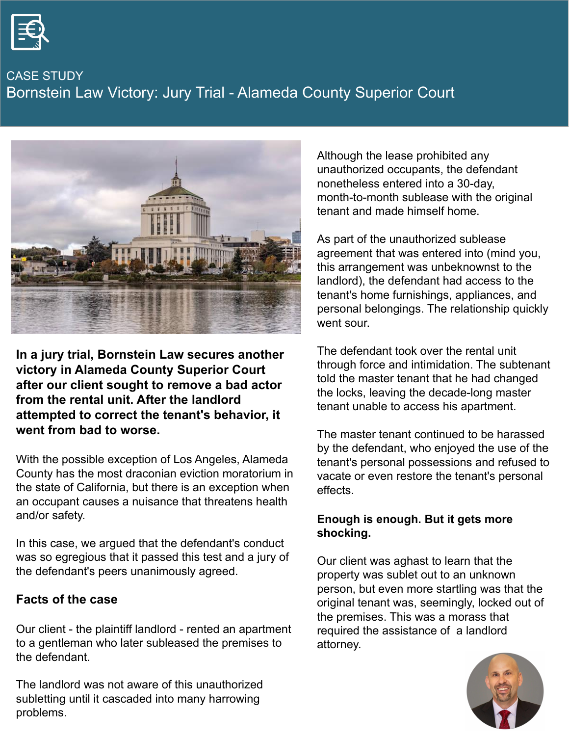CASE STUDY

# Bornstein Law Victory: Jury Trial - Alameda County Superior Court

**In a jury trial, Bornstein Law secures another victory in Alameda County Superior Court after our client sought to remove a bad actor from the rental unit. After the landlord attempted to correct the tenant's behavior, it went from bad to worse.**

With the possible exception of Los Angeles, Alameda County has the most draconian eviction moratorium in the state of California, but there is an exception when an occupant causes a nuisance that threatens health and/or safety.

In this case, we argued that the defendant's conduct was so egregious that it passed this test and a jury of the defendant's peers unanimously agreed.

## Facts of the case

Our client - the plaintiff landlord - rented an apartment to a gentleman who later subleased the premises to the defendant.

The landlord was not aware of this unauthorized subletting until it cascaded into many harrowing problems.

Although the lease prohibited any unauthorized occupants, the defendant nonetheless entered into a 30-day, month-to-month sublease with the original tenant and made himself home.

As part of the unauthorized sublease agreement that was entered into (mind you, this arrangement was unbeknownst to the landlord), the defendant had access to the tenant's home furnishings, appliances, and personal belongings. The relationship quickly went sour.

The defendant took over the rental unit through force and intimidation. The subtenant told the master tenant that he had changed the locks, leaving the decade-long master tenant unable to access his apartment.

The master tenant continued to be harassed by the defendant, who enjoyed the use of the tenant's personal possessions and refused to vacate or even restore the tenant's personal effects.

**Enough is enough. But it gets more shocking.**

Our client was aghast to learn that the property was sublet out to an unknown person, but even more startling was that the original tenant was, seemingly, locked out of the premises. This was a morass that required the assistance of a landlord attorney.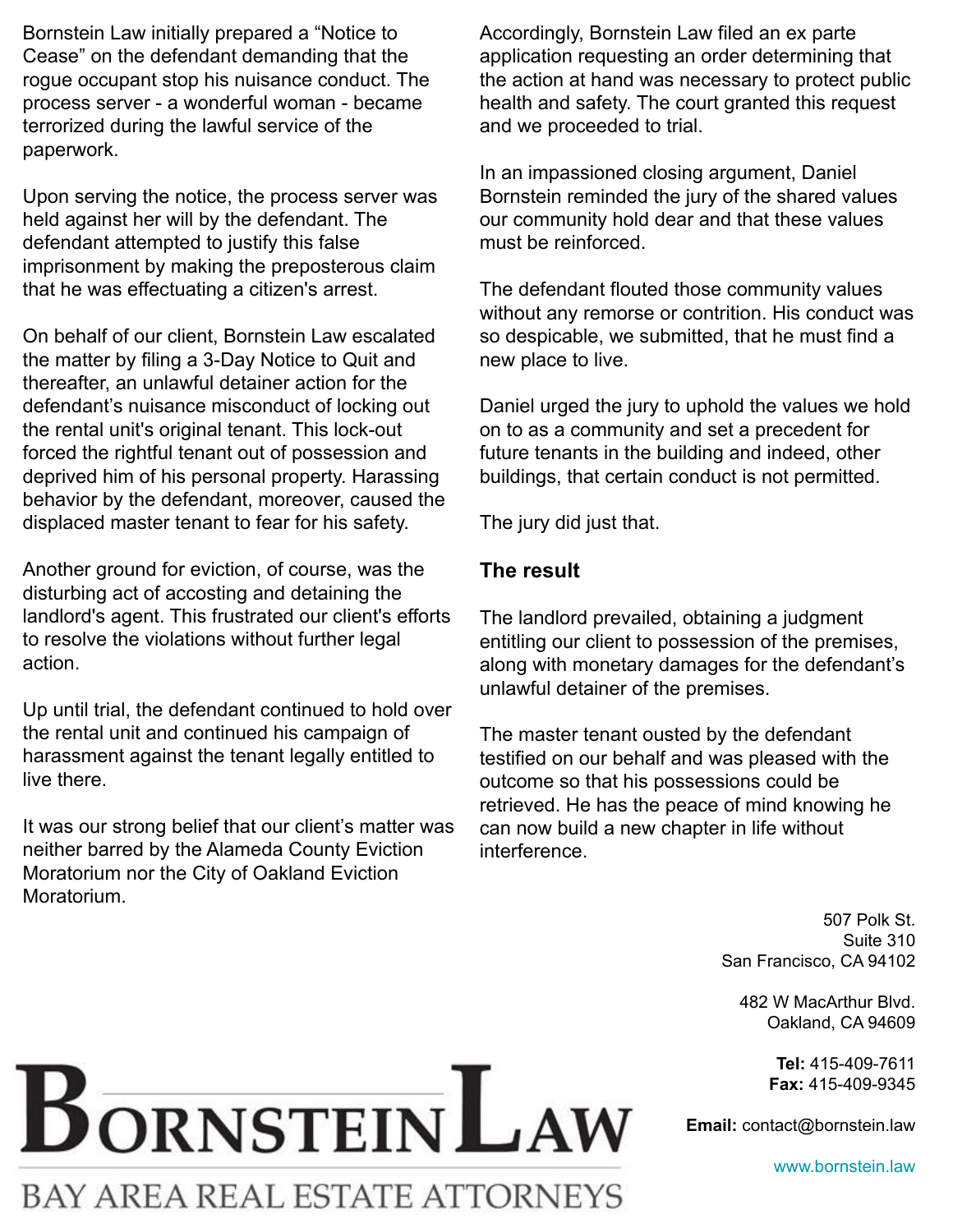Bornstein Law initially prepared a “Notice to Cease” on the defendant demanding that the rogue occupant stop his nuisance conduct. The process server - a wonderful woman - became terrorized during the lawful service of the paperwork.

Upon serving the notice, the process server was held against her will by the defendant. The defendant attempted to justify this false imprisonment by making the preposterous claim that he was effectuating a citizen's arrest.

On behalf of our client, Bornstein Law escalated the matter by filing a 3-Day Notice to Quit and thereafter, an unlawful detainer action for the defendant’s nuisance misconduct of locking out the rental unit's original tenant. This lock-out forced the rightful tenant out of possession and deprived him of his personal property. Harassing behavior by the defendant, moreover, caused the displaced master tenant to fear for his safety.

Another ground for eviction, of course, was the disturbing act of accosting and detaining the landlord's agent. This frustrated our client's efforts to resolve the violations without further legal action.

Up until trial, the defendant continued to hold over the rental unit and continued his campaign of harassment against the tenant legally entitled to live there.

It was our strong belief that our client’s matter was neither barred by the Alameda County Eviction Moratorium nor the City of Oakland Eviction Moratorium.

Accordingly, Bornstein Law filed an ex parte application requesting an order determining that the action at hand was necessary to protect public health and safety. The court granted this request and we proceeded to trial.

In an impassioned closing argument, Daniel Bornstein reminded the jury of the shared values our community hold dear and that these values must be reinforced.

The defendant flouted those community values without any remorse or contrition. His conduct was so despicable, we submitted, that he must find a new place to live.

Daniel urged the jury to uphold the values we hold on to as a community and set a precedent for future tenants in the building and indeed, other buildings, that certain conduct is not permitted.

The jury did just that.

### The result

The landlord prevailed, obtaining a judgment entitling our client to possession of the premises, along with monetary damages for the defendant’s unlawful detainer of the premises.

The master tenant ousted by the defendant testified on our behalf and was pleased with the outcome so that his possessions could be retrieved. He has the peace of mind knowing he can now build a new chapter in life without interference.

507 Polk St.
Suite 310
San Francisco, CA 94102

482 W MacArthur Blvd.
Oakland, CA 94609

**Tel:** 415-409-7611
**Fax:** 415-409-9345

**Email:** contact@bornstein.law

www.bornstein.law

BORNSTEIN LAW

BAY AREA REAL ESTATE ATTORNEYS